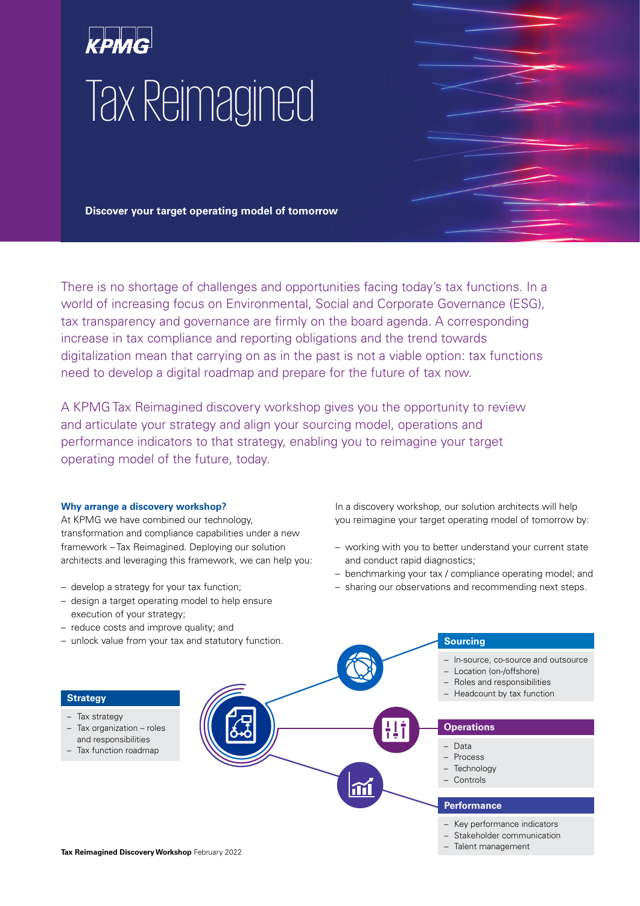KPMG

# Tax Reimagined

**Discover your target operating model of tomorrow**

There is no shortage of challenges and opportunities facing today's tax functions. In a world of increasing focus on Environmental, Social and Corporate Governance (ESG), tax transparency and governance are firmly on the board agenda. A corresponding increase in tax compliance and reporting obligations and the trend towards digitalization mean that carrying on as in the past is not a viable option: tax functions need to develop a digital roadmap and prepare for the future of tax now.

A KPMG Tax Reimagined discovery workshop gives you the opportunity to review and articulate your strategy and align your sourcing model, operations and performance indicators to that strategy, enabling you to reimagine your target operating model of the future, today.

### Why arrange a discovery workshop?

At KPMG we have combined our technology, transformation and compliance capabilities under a new framework – Tax Reimagined. Deploying our solution architects and leveraging this framework, we can help you:

- develop a strategy for your tax function;
- design a target operating model to help ensure execution of your strategy;
- reduce costs and improve quality; and
- unlock value from your tax and statutory function.

In a discovery workshop, our solution architects will help you reimagine your target operating model of tomorrow by:

- working with you to better understand your current state and conduct rapid diagnostics;
- benchmarking your tax / compliance operating model; and
- sharing our observations and recommending next steps.

**Strategy**

- Tax strategy
- Tax organization – roles and responsibilities
- Tax function roadmap

**Sourcing**

- In-source, co-source and outsource
- Location (on-/offshore)
- Roles and responsibilities
- Headcount by tax function

**Operations**

- Data
- Process
- Technology
- Controls

**Performance**

- Key performance indicators
- Stakeholder communication
- Talent management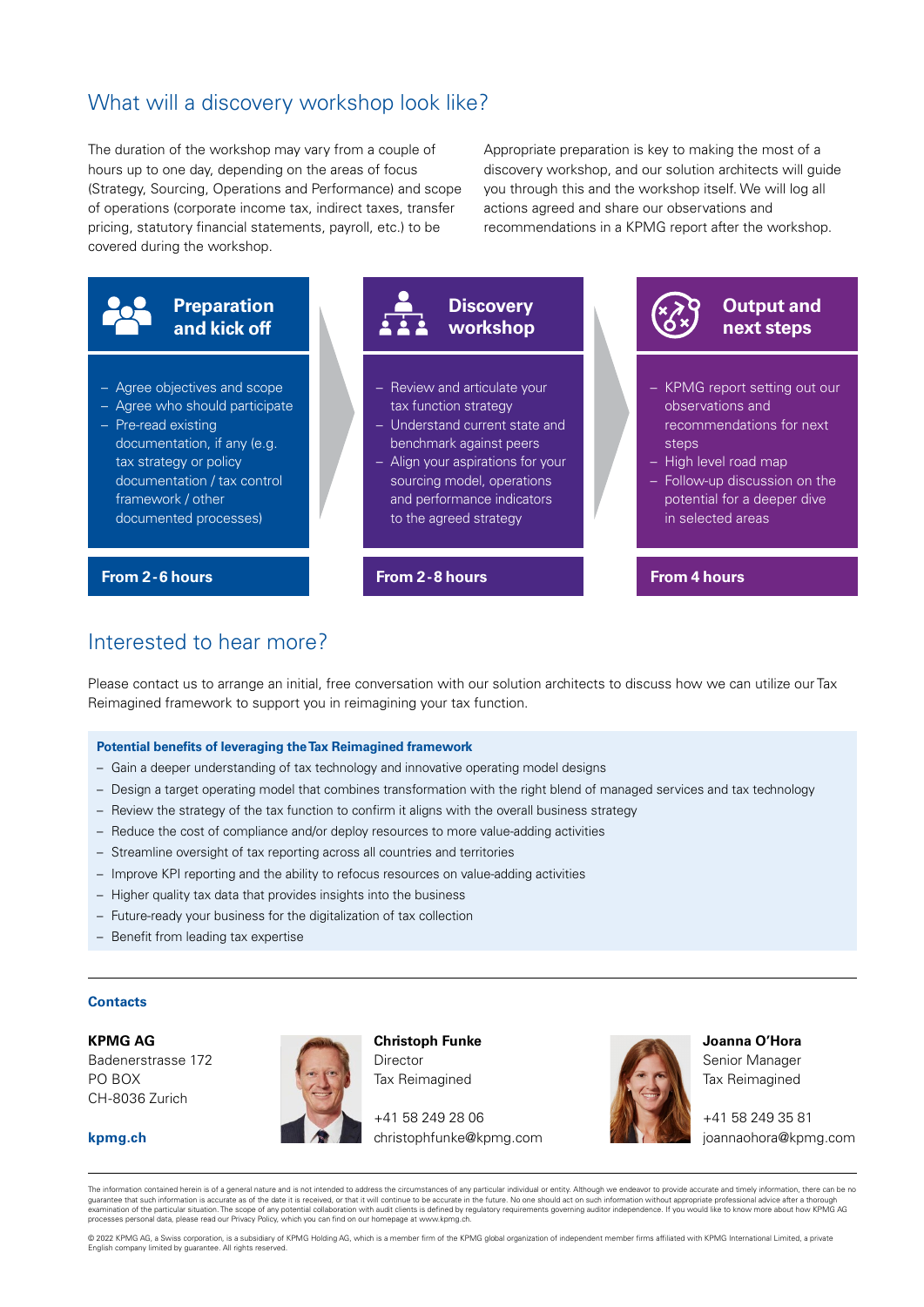## What will a discovery workshop look like?

The duration of the workshop may vary from a couple of hours up to one day, depending on the areas of focus (Strategy, Sourcing, Operations and Performance) and scope of operations (corporate income tax, indirect taxes, transfer pricing, statutory financial statements, payroll, etc.) to be covered during the workshop.

Appropriate preparation is key to making the most of a discovery workshop, and our solution architects will guide you through this and the workshop itself. We will log all actions agreed and share our observations and recommendations in a KPMG report after the workshop.

### Preparation and kick off

- Agree objectives and scope
- Agree who should participate
- Pre-read existing documentation, if any (e.g. tax strategy or policy documentation / tax control framework / other documented processes)

**From 2-6 hours**

### Discovery workshop

- Review and articulate your tax function strategy
- Understand current state and benchmark against peers
- Align your aspirations for your sourcing model, operations and performance indicators to the agreed strategy

**From 2-8 hours**

### Output and next steps

- KPMG report setting out our observations and recommendations for next steps
- High level road map
- Follow-up discussion on the potential for a deeper dive in selected areas

**From 4 hours**

## Interested to hear more?

Please contact us to arrange an initial, free conversation with our solution architects to discuss how we can utilize our Tax Reimagined framework to support you in reimagining your tax function.

**Potential benefits of leveraging the Tax Reimagined framework**

- Gain a deeper understanding of tax technology and innovative operating model designs
- Design a target operating model that combines transformation with the right blend of managed services and tax technology
- Review the strategy of the tax function to confirm it aligns with the overall business strategy
- Reduce the cost of compliance and/or deploy resources to more value-adding activities
- Streamline oversight of tax reporting across all countries and territories
- Improve KPI reporting and the ability to refocus resources on value-adding activities
- Higher quality tax data that provides insights into the business
- Future-ready your business for the digitalization of tax collection
- Benefit from leading tax expertise

**Contacts**

**KPMG AG**
Badenerstrasse 172
PO BOX
CH-8036 Zurich

**kpmg.ch**

**Christoph Funke**
Director
Tax Reimagined

+41 58 249 28 06
christophfunke@kpmg.com

**Joanna O'Hora**
Senior Manager
Tax Reimagined

+41 58 249 35 81
joannaohora@kpmg.com

The information contained herein is of a general nature and is not intended to address the circumstances of any particular individual or entity. Although we endeavor to provide accurate and timely information, there can be no guarantee that such information is accurate as of the date it is received, or that it will continue to be accurate in the future. No one should act on such information without appropriate professional advice after a thorough examination of the particular situation. The scope of any potential collaboration with audit clients is defined by regulatory requirements governing auditor independence. If you would like to know more about how KPMG AG processes personal data, please read our Privacy Policy, which you can find on our homepage at www.kpmg.ch.

© 2022 KPMG AG, a Swiss corporation, is a subsidiary of KPMG Holding AG, which is a member firm of the KPMG global organization of independent member firms affiliated with KPMG International Limited, a private English company limited by guarantee. All rights reserved.